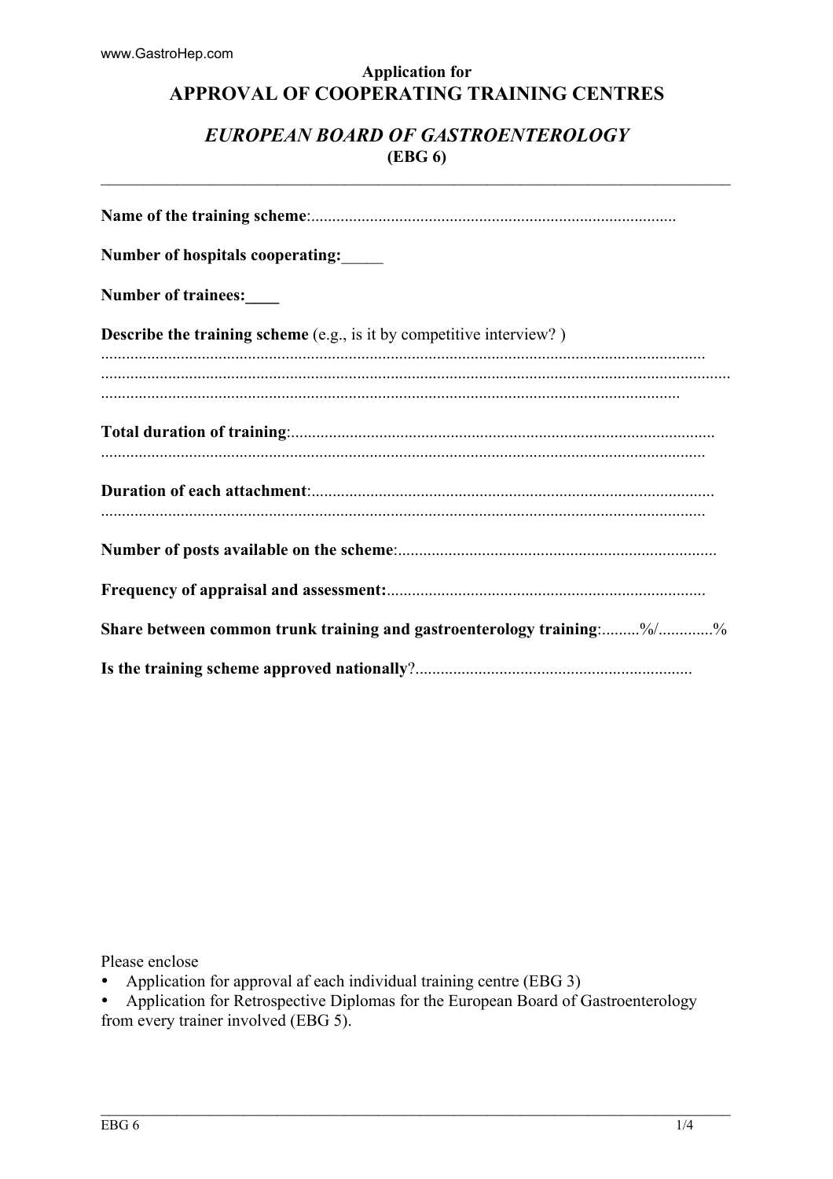Application for

# APPROVAL OF COOPERATING TRAINING CENTRES

## *EUROPEAN BOARD OF GASTROENTEROLOGY*

**(EBG 6)**

---

**Name of the training scheme**:......................................................................................

**Number of hospitals cooperating:**_____

**Number of trainees:**____

**Describe the training scheme** (e.g., is it by competitive interview? )
.............................................................................................................................................
.................................................................................................................................................
.........................................................................................................................................

**Total duration of training**:....................................................................................................
.............................................................................................................................................

**Duration of each attachment**:...............................................................................................
.............................................................................................................................................

**Number of posts available on the scheme**:...........................................................................

**Frequency of appraisal and assessment:**...........................................................................

**Share between common trunk training and gastroenterology training**:.........%/.............%

**Is the training scheme approved nationally**?.................................................................

Please enclose

- Application for approval af each individual training centre (EBG 3)
- Application for Retrospective Diplomas for the European Board of Gastroenterology from every trainer involved (EBG 5).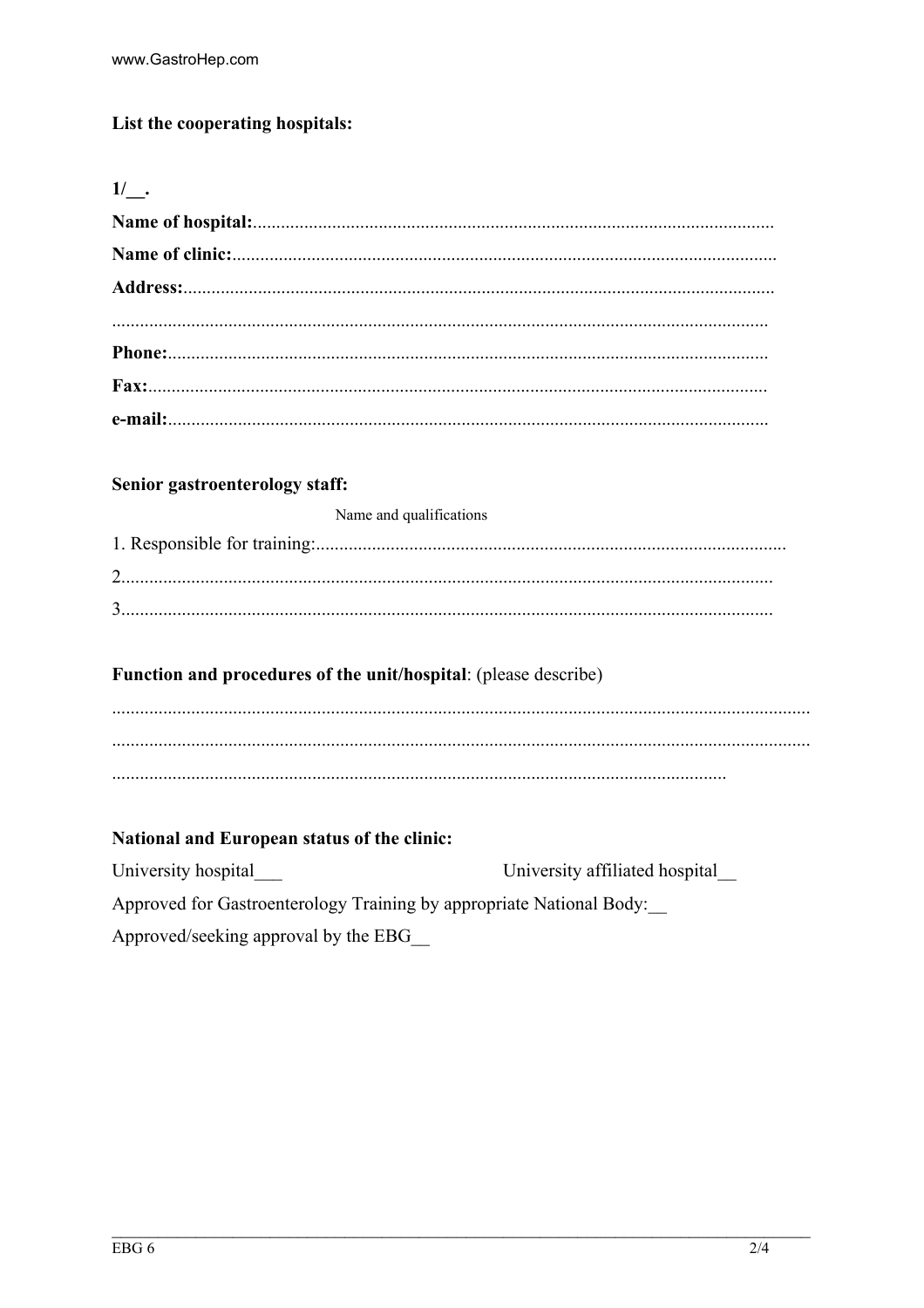**List the cooperating hospitals:**

**1/__.**

**Name of hospital:**.............................................................................................................

**Name of clinic:**..................................................................................................................

**Address:**............................................................................................................................

..........................................................................................................................................

**Phone:**..............................................................................................................................

**Fax:**..................................................................................................................................

**e-mail:**...............................................................................................................................

**Senior gastroenterology staff:**

Name and qualifications

1. Responsible for training:...................................................................................................

2.........................................................................................................................................

3.........................................................................................................................................

**Function and procedures of the unit/hospital**: (please describe)

..................................................................................................................................................

..................................................................................................................................................

.................................................................................................................................

**National and European status of the clinic:**

University hospital___ University affiliated hospital__

Approved for Gastroenterology Training by appropriate National Body:__

Approved/seeking approval by the EBG__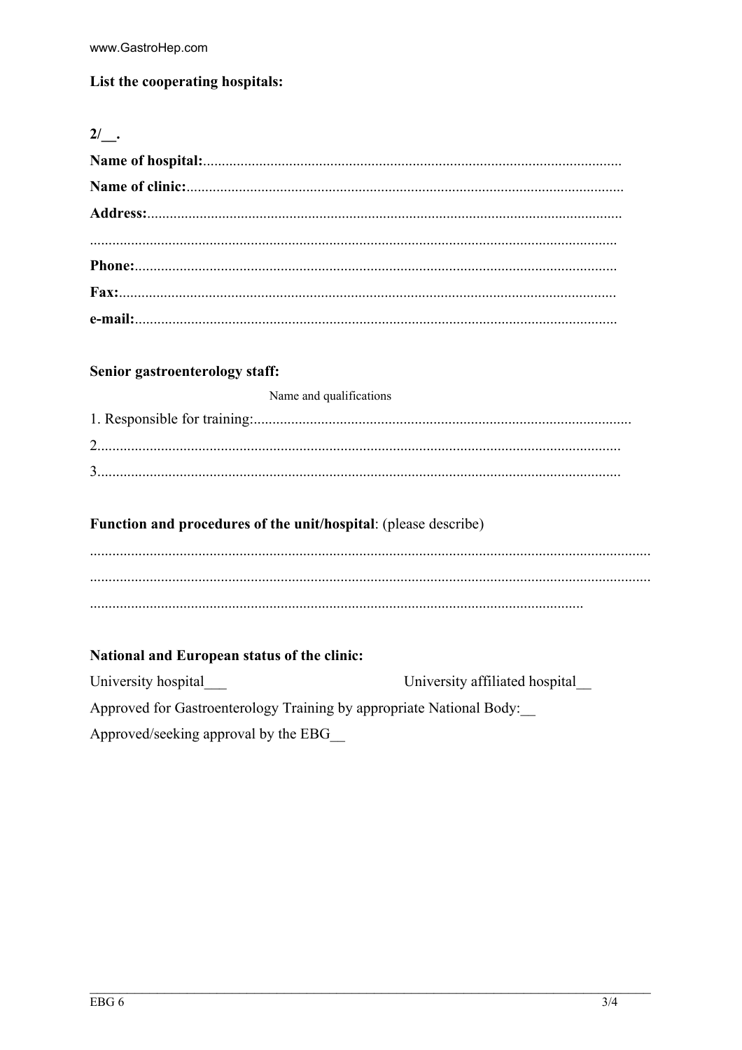**List the cooperating hospitals:**

**2/__.**

**Name of hospital:**..............................................................................................................

**Name of clinic:**..................................................................................................................

**Address:**............................................................................................................................

...........................................................................................................................................

**Phone:**..............................................................................................................................

**Fax:**..................................................................................................................................

**e-mail:**...............................................................................................................................

**Senior gastroenterology staff:**

Name and qualifications

1. Responsible for training:...................................................................................................

2.........................................................................................................................................

3.........................................................................................................................................

**Function and procedures of the unit/hospital**: (please describe)

...................................................................................................................................................

...................................................................................................................................................

..................................................................................................................................

**National and European status of the clinic:**

University hospital___ University affiliated hospital__

Approved for Gastroenterology Training by appropriate National Body:__

Approved/seeking approval by the EBG__

EBG 6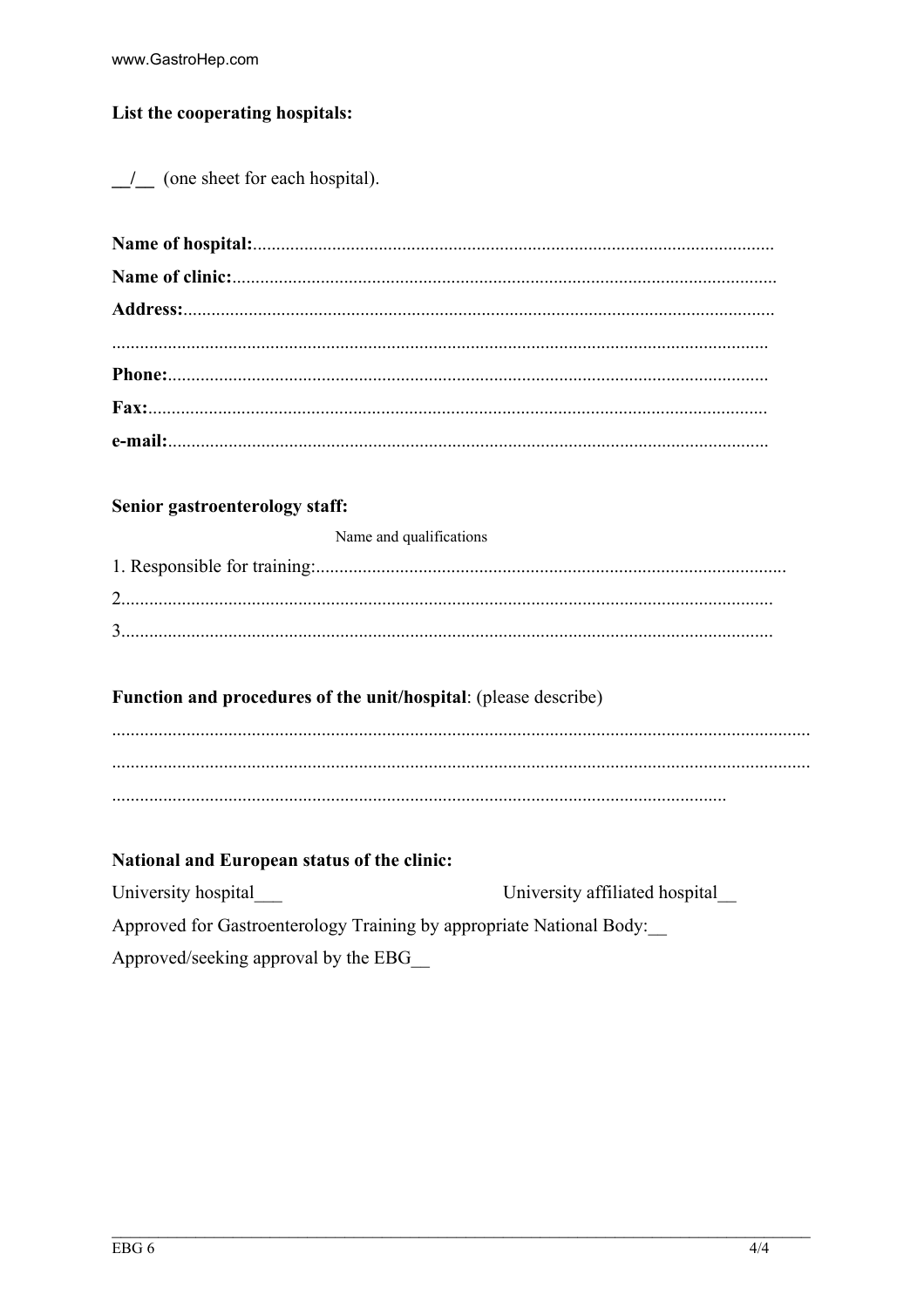**List the cooperating hospitals:**

__/__ (one sheet for each hospital).

**Name of hospital:**..............................................................................................................

**Name of clinic:**..................................................................................................................

**Address:**............................................................................................................................

..........................................................................................................................................

**Phone:**...............................................................................................................................

**Fax:**...................................................................................................................................

**e-mail:**..............................................................................................................................

**Senior gastroenterology staff:**

Name and qualifications

1. Responsible for training:....................................................................................................

2.........................................................................................................................................

3.........................................................................................................................................

**Function and procedures of the unit/hospital**: (please describe)

..........................................................................................................................................

..........................................................................................................................................

.................................................................................................................................

**National and European status of the clinic:**

University hospital___ University affiliated hospital__

Approved for Gastroenterology Training by appropriate National Body:__

Approved/seeking approval by the EBG__